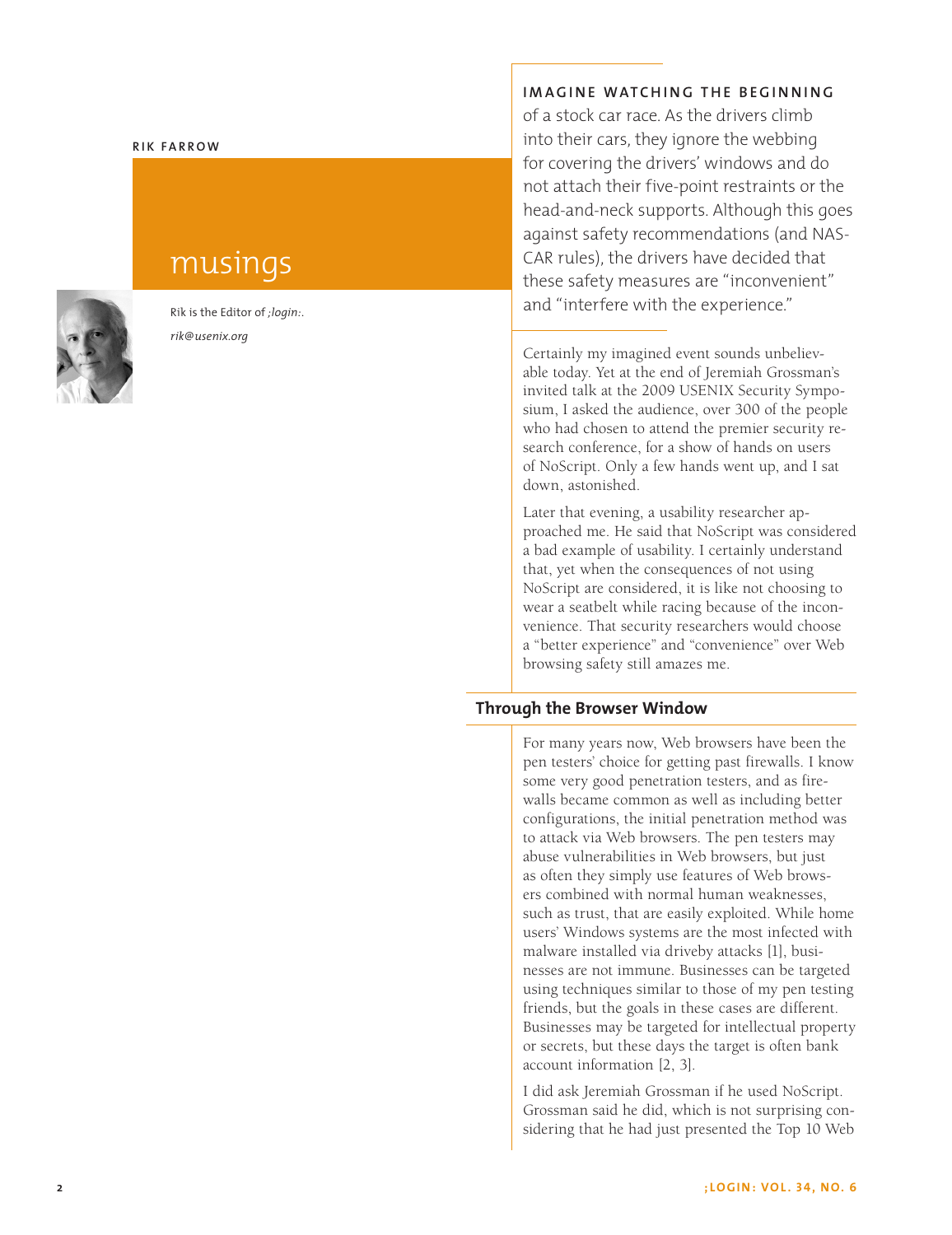RIK FARROW

# musings

Rik is the Editor of *;login:*.

*rik@usenix.org*

**IMAGINE WATCHING THE BEGINNING** of a stock car race. As the drivers climb into their cars, they ignore the webbing for covering the drivers' windows and do not attach their five-point restraints or the head-and-neck supports. Although this goes against safety recommendations (and NASCAR rules), the drivers have decided that these safety measures are "inconvenient" and "interfere with the experience."

Certainly my imagined event sounds unbelievable today. Yet at the end of Jeremiah Grossman's invited talk at the 2009 USENIX Security Symposium, I asked the audience, over 300 of the people who had chosen to attend the premier security research conference, for a show of hands on users of NoScript. Only a few hands went up, and I sat down, astonished.

Later that evening, a usability researcher approached me. He said that NoScript was considered a bad example of usability. I certainly understand that, yet when the consequences of not using NoScript are considered, it is like not choosing to wear a seatbelt while racing because of the inconvenience. That security researchers would choose a "better experience" and "convenience" over Web browsing safety still amazes me.

## Through the Browser Window

For many years now, Web browsers have been the pen testers' choice for getting past firewalls. I know some very good penetration testers, and as firewalls became common as well as including better configurations, the initial penetration method was to attack via Web browsers. The pen testers may abuse vulnerabilities in Web browsers, but just as often they simply use features of Web browsers combined with normal human weaknesses, such as trust, that are easily exploited. While home users' Windows systems are the most infected with malware installed via driveby attacks [1], businesses are not immune. Businesses can be targeted using techniques similar to those of my pen testing friends, but the goals in these cases are different. Businesses may be targeted for intellectual property or secrets, but these days the target is often bank account information [2, 3].

I did ask Jeremiah Grossman if he used NoScript. Grossman said he did, which is not surprising considering that he had just presented the Top 10 Web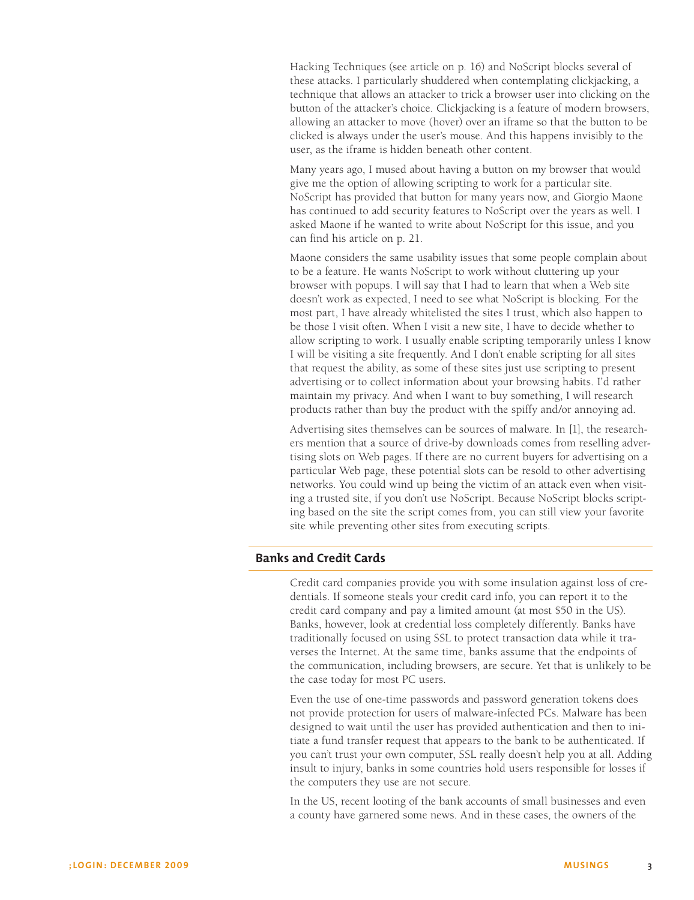Hacking Techniques (see article on p. 16) and NoScript blocks several of these attacks. I particularly shuddered when contemplating clickjacking, a technique that allows an attacker to trick a browser user into clicking on the button of the attacker's choice. Clickjacking is a feature of modern browsers, allowing an attacker to move (hover) over an iframe so that the button to be clicked is always under the user's mouse. And this happens invisibly to the user, as the iframe is hidden beneath other content.

Many years ago, I mused about having a button on my browser that would give me the option of allowing scripting to work for a particular site. NoScript has provided that button for many years now, and Giorgio Maone has continued to add security features to NoScript over the years as well. I asked Maone if he wanted to write about NoScript for this issue, and you can find his article on p. 21.

Maone considers the same usability issues that some people complain about to be a feature. He wants NoScript to work without cluttering up your browser with popups. I will say that I had to learn that when a Web site doesn't work as expected, I need to see what NoScript is blocking. For the most part, I have already whitelisted the sites I trust, which also happen to be those I visit often. When I visit a new site, I have to decide whether to allow scripting to work. I usually enable scripting temporarily unless I know I will be visiting a site frequently. And I don't enable scripting for all sites that request the ability, as some of these sites just use scripting to present advertising or to collect information about your browsing habits. I'd rather maintain my privacy. And when I want to buy something, I will research products rather than buy the product with the spiffy and/or annoying ad.

Advertising sites themselves can be sources of malware. In [1], the researchers mention that a source of drive-by downloads comes from reselling advertising slots on Web pages. If there are no current buyers for advertising on a particular Web page, these potential slots can be resold to other advertising networks. You could wind up being the victim of an attack even when visiting a trusted site, if you don't use NoScript. Because NoScript blocks scripting based on the site the script comes from, you can still view your favorite site while preventing other sites from executing scripts.

## Banks and Credit Cards

Credit card companies provide you with some insulation against loss of credentials. If someone steals your credit card info, you can report it to the credit card company and pay a limited amount (at most $50 in the US). Banks, however, look at credential loss completely differently. Banks have traditionally focused on using SSL to protect transaction data while it traverses the Internet. At the same time, banks assume that the endpoints of the communication, including browsers, are secure. Yet that is unlikely to be the case today for most PC users.

Even the use of one-time passwords and password generation tokens does not provide protection for users of malware-infected PCs. Malware has been designed to wait until the user has provided authentication and then to initiate a fund transfer request that appears to the bank to be authenticated. If you can't trust your own computer, SSL really doesn't help you at all. Adding insult to injury, banks in some countries hold users responsible for losses if the computers they use are not secure.

In the US, recent looting of the bank accounts of small businesses and even a county have garnered some news. And in these cases, the owners of the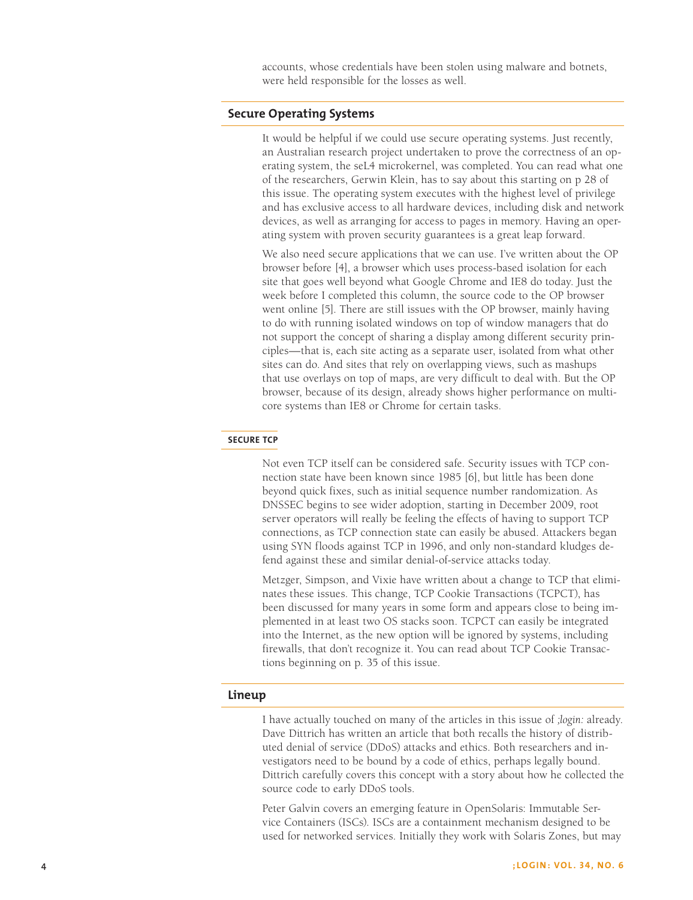accounts, whose credentials have been stolen using malware and botnets, were held responsible for the losses as well.

## Secure Operating Systems

It would be helpful if we could use secure operating systems. Just recently, an Australian research project undertaken to prove the correctness of an operating system, the seL4 microkernel, was completed. You can read what one of the researchers, Gerwin Klein, has to say about this starting on p 28 of this issue. The operating system executes with the highest level of privilege and has exclusive access to all hardware devices, including disk and network devices, as well as arranging for access to pages in memory. Having an operating system with proven security guarantees is a great leap forward.

We also need secure applications that we can use. I've written about the OP browser before [4], a browser which uses process-based isolation for each site that goes well beyond what Google Chrome and IE8 do today. Just the week before I completed this column, the source code to the OP browser went online [5]. There are still issues with the OP browser, mainly having to do with running isolated windows on top of window managers that do not support the concept of sharing a display among different security principles—that is, each site acting as a separate user, isolated from what other sites can do. And sites that rely on overlapping views, such as mashups that use overlays on top of maps, are very difficult to deal with. But the OP browser, because of its design, already shows higher performance on multicore systems than IE8 or Chrome for certain tasks.

### SECURE TCP

Not even TCP itself can be considered safe. Security issues with TCP connection state have been known since 1985 [6], but little has been done beyond quick fixes, such as initial sequence number randomization. As DNSSEC begins to see wider adoption, starting in December 2009, root server operators will really be feeling the effects of having to support TCP connections, as TCP connection state can easily be abused. Attackers began using SYN floods against TCP in 1996, and only non-standard kludges defend against these and similar denial-of-service attacks today.

Metzger, Simpson, and Vixie have written about a change to TCP that eliminates these issues. This change, TCP Cookie Transactions (TCPCT), has been discussed for many years in some form and appears close to being implemented in at least two OS stacks soon. TCPCT can easily be integrated into the Internet, as the new option will be ignored by systems, including firewalls, that don't recognize it. You can read about TCP Cookie Transactions beginning on p. 35 of this issue.

## Lineup

I have actually touched on many of the articles in this issue of *;login:* already. Dave Dittrich has written an article that both recalls the history of distributed denial of service (DDoS) attacks and ethics. Both researchers and investigators need to be bound by a code of ethics, perhaps legally bound. Dittrich carefully covers this concept with a story about how he collected the source code to early DDoS tools.

Peter Galvin covers an emerging feature in OpenSolaris: Immutable Service Containers (ISCs). ISCs are a containment mechanism designed to be used for networked services. Initially they work with Solaris Zones, but may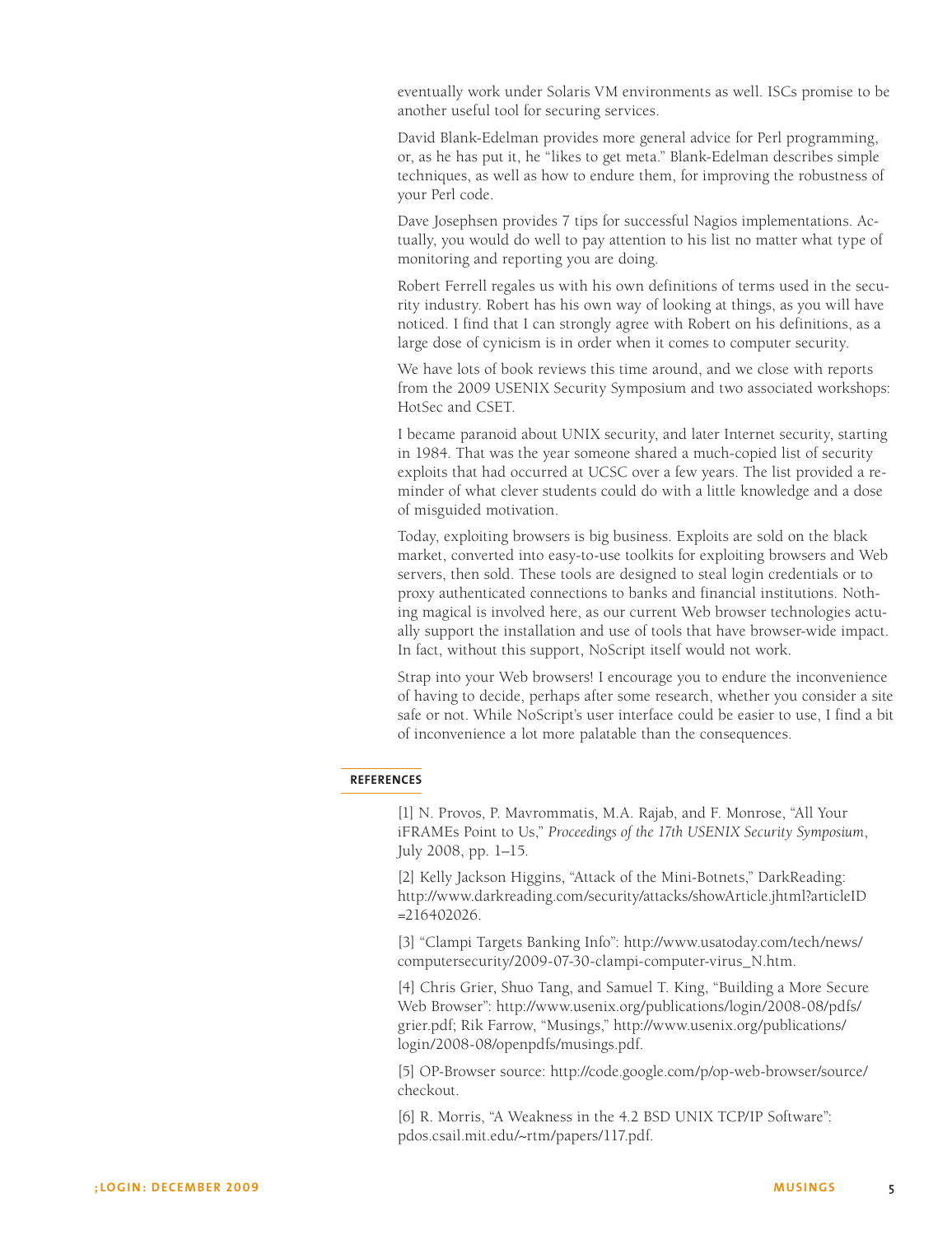eventually work under Solaris VM environments as well. ISCs promise to be another useful tool for securing services.

David Blank-Edelman provides more general advice for Perl programming, or, as he has put it, he "likes to get meta." Blank-Edelman describes simple techniques, as well as how to endure them, for improving the robustness of your Perl code.

Dave Josephsen provides 7 tips for successful Nagios implementations. Actually, you would do well to pay attention to his list no matter what type of monitoring and reporting you are doing.

Robert Ferrell regales us with his own definitions of terms used in the security industry. Robert has his own way of looking at things, as you will have noticed. I find that I can strongly agree with Robert on his definitions, as a large dose of cynicism is in order when it comes to computer security.

We have lots of book reviews this time around, and we close with reports from the 2009 USENIX Security Symposium and two associated workshops: HotSec and CSET.

I became paranoid about UNIX security, and later Internet security, starting in 1984. That was the year someone shared a much-copied list of security exploits that had occurred at UCSC over a few years. The list provided a reminder of what clever students could do with a little knowledge and a dose of misguided motivation.

Today, exploiting browsers is big business. Exploits are sold on the black market, converted into easy-to-use toolkits for exploiting browsers and Web servers, then sold. These tools are designed to steal login credentials or to proxy authenticated connections to banks and financial institutions. Nothing magical is involved here, as our current Web browser technologies actually support the installation and use of tools that have browser-wide impact. In fact, without this support, NoScript itself would not work.

Strap into your Web browsers! I encourage you to endure the inconvenience of having to decide, perhaps after some research, whether you consider a site safe or not. While NoScript's user interface could be easier to use, I find a bit of inconvenience a lot more palatable than the consequences.

## REFERENCES

[1] N. Provos, P. Mavrommatis, M.A. Rajab, and F. Monrose, "All Your iFRAMEs Point to Us," *Proceedings of the 17th USENIX Security Symposium*, July 2008, pp. 1–15.

[2] Kelly Jackson Higgins, "Attack of the Mini-Botnets," DarkReading: http://www.darkreading.com/security/attacks/showArticle.jhtml?articleID=216402026.

[3] "Clampi Targets Banking Info": http://www.usatoday.com/tech/news/computersecurity/2009-07-30-clampi-computer-virus_N.htm.

[4] Chris Grier, Shuo Tang, and Samuel T. King, "Building a More Secure Web Browser": http://www.usenix.org/publications/login/2008-08/pdfs/grier.pdf; Rik Farrow, "Musings," http://www.usenix.org/publications/login/2008-08/openpdfs/musings.pdf.

[5] OP-Browser source: http://code.google.com/p/op-web-browser/source/checkout.

[6] R. Morris, "A Weakness in the 4.2 BSD UNIX TCP/IP Software": pdos.csail.mit.edu/~rtm/papers/117.pdf.